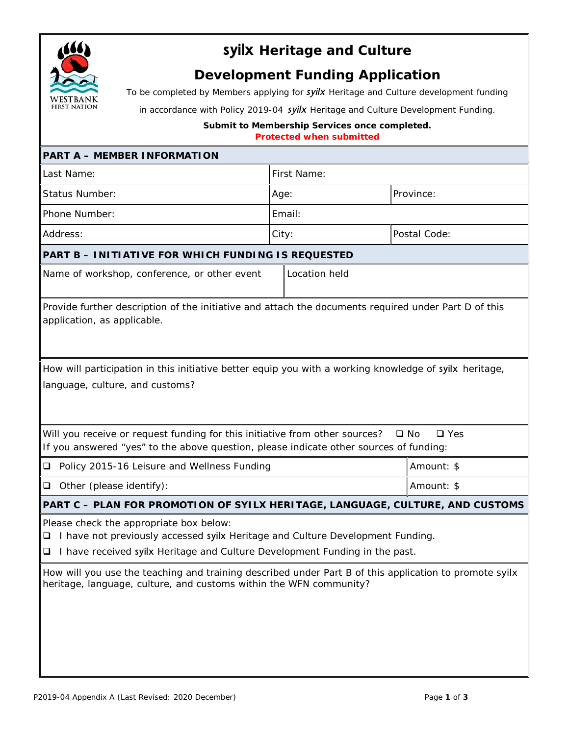# syilx Heritage and Culture

## Development Funding Application

To be completed by Members applying for *syilx* Heritage and Culture development funding in accordance with Policy 2019-04 *syilx* Heritage and Culture Development Funding.

**Submit to Membership Services once completed.**
**Protected when submitted**

## PART A – MEMBER INFORMATION

| Last Name: | First Name: | |
|---|---|---|
| Status Number: | Age: | Province: |
| Phone Number: | Email: | |
| Address: | City: | Postal Code: |

## PART B – INITIATIVE FOR WHICH FUNDING IS REQUESTED

| Name of workshop, conference, or other event | Location held |
|---|---|
| | |

Provide further description of the initiative and attach the documents required under Part D of this application, as applicable.

How will participation in this initiative better equip you with a working knowledge of syilx heritage, language, culture, and customs?

Will you receive or request funding for this initiative from other sources? ❑ No ❑ Yes
If you answered "yes" to the above question, please indicate other sources of funding:

| | |
|---|---|
| ❑ Policy 2015-16 Leisure and Wellness Funding | Amount: $ |
| ❑ Other (please identify): | Amount: $ |

## PART C – PLAN FOR PROMOTION OF SYILX HERITAGE, LANGUAGE, CULTURE, AND CUSTOMS

Please check the appropriate box below:

- ❑ I have not previously accessed syilx Heritage and Culture Development Funding.
- ❑ I have received syilx Heritage and Culture Development Funding in the past.

How will you use the teaching and training described under Part B of this application to promote syilx heritage, language, culture, and customs within the WFN community?

P2019-04 Appendix A (Last Revised: 2020 December)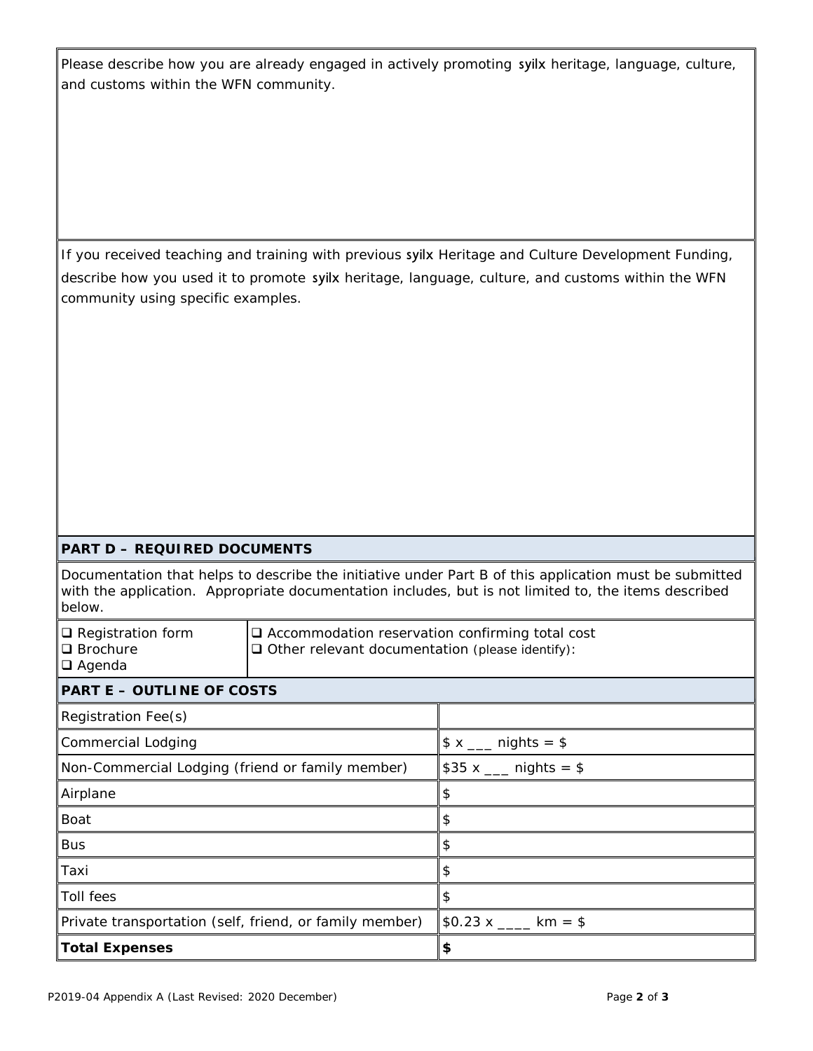Please describe how you are already engaged in actively promoting syilx heritage, language, culture, and customs within the WFN community.

If you received teaching and training with previous syilx Heritage and Culture Development Funding, describe how you used it to promote syilx heritage, language, culture, and customs within the WFN community using specific examples.

## PART D – REQUIRED DOCUMENTS

Documentation that helps to describe the initiative under Part B of this application must be submitted with the application. Appropriate documentation includes, but is not limited to, the items described below.

| | |
|---|---|
| ❑ Registration form<br>❑ Brochure<br>❑ Agenda | ❑ Accommodation reservation confirming total cost<br>❑ Other relevant documentation (please identify): |

## PART E – OUTLINE OF COSTS

| | |
|---|---|
| Registration Fee(s) | |
| Commercial Lodging | $ x ___ nights = $ |
| Non-Commercial Lodging (friend or family member) | $35 x ___ nights = $ |
| Airplane | $ |
| Boat | $ |
| Bus | $ |
| Taxi | $ |
| Toll fees | $ |
| Private transportation (self, friend, or family member) | $0.23 x ____ km = $ |
| **Total Expenses** | **$** |

P2019-04 Appendix A (Last Revised: 2020 December)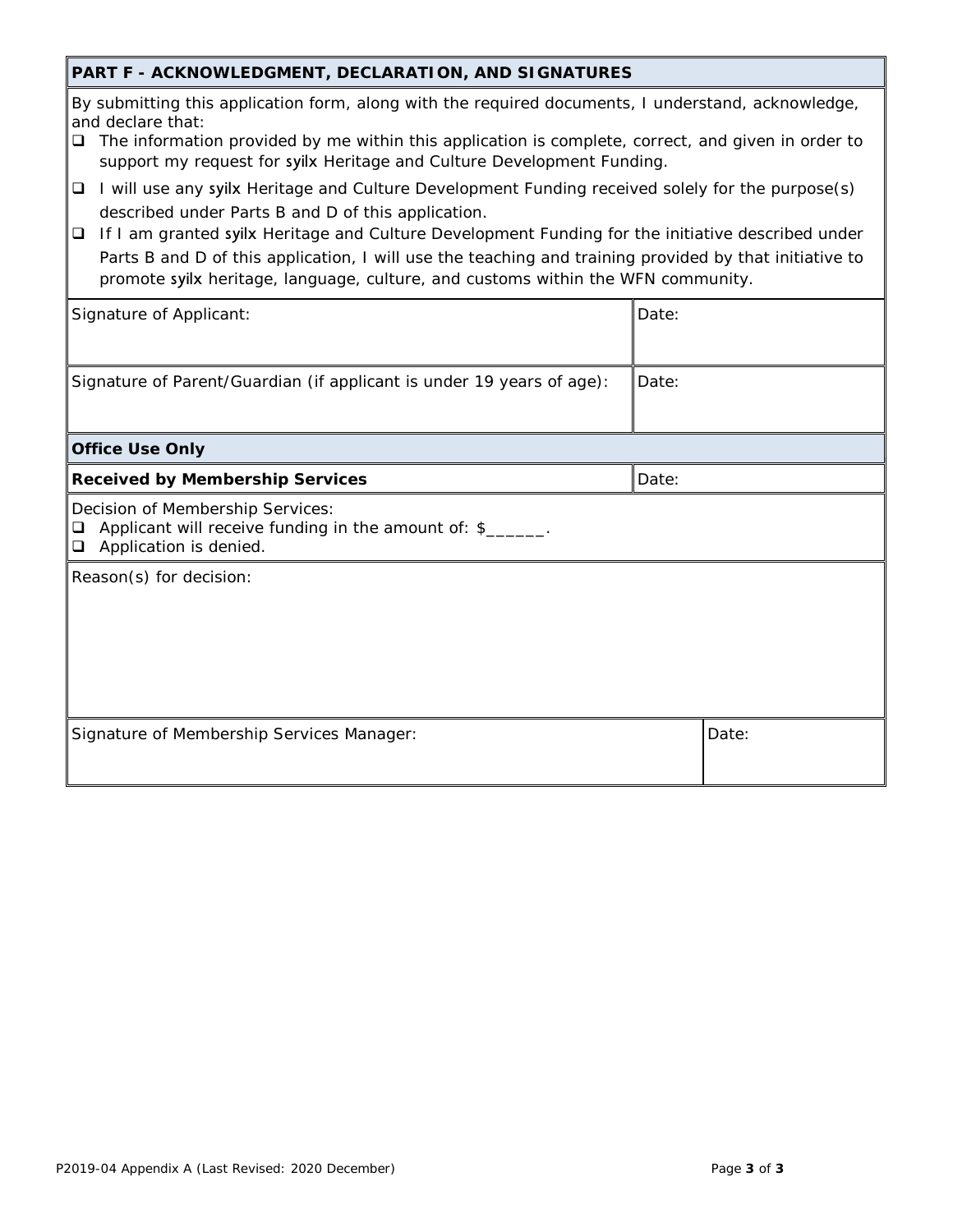## PART F - ACKNOWLEDGMENT, DECLARATION, AND SIGNATURES

By submitting this application form, along with the required documents, I understand, acknowledge, and declare that:

- ❑ The information provided by me within this application is complete, correct, and given in order to support my request for syilx Heritage and Culture Development Funding.
- ❑ I will use any syilx Heritage and Culture Development Funding received solely for the purpose(s) described under Parts B and D of this application.
- ❑ If I am granted syilx Heritage and Culture Development Funding for the initiative described under Parts B and D of this application, I will use the teaching and training provided by that initiative to promote syilx heritage, language, culture, and customs within the WFN community.

| | |
|---|---|
| Signature of Applicant: | Date: |
| Signature of Parent/Guardian (if applicant is under 19 years of age): | Date: |

## Office Use Only

| | |
|---|---|
| **Received by Membership Services** | Date: |

Decision of Membership Services:

- ❑ Applicant will receive funding in the amount of: $______.
- ❑ Application is denied.

Reason(s) for decision:

| | |
|---|---|
| Signature of Membership Services Manager: | Date: |

P2019-04 Appendix A (Last Revised: 2020 December)